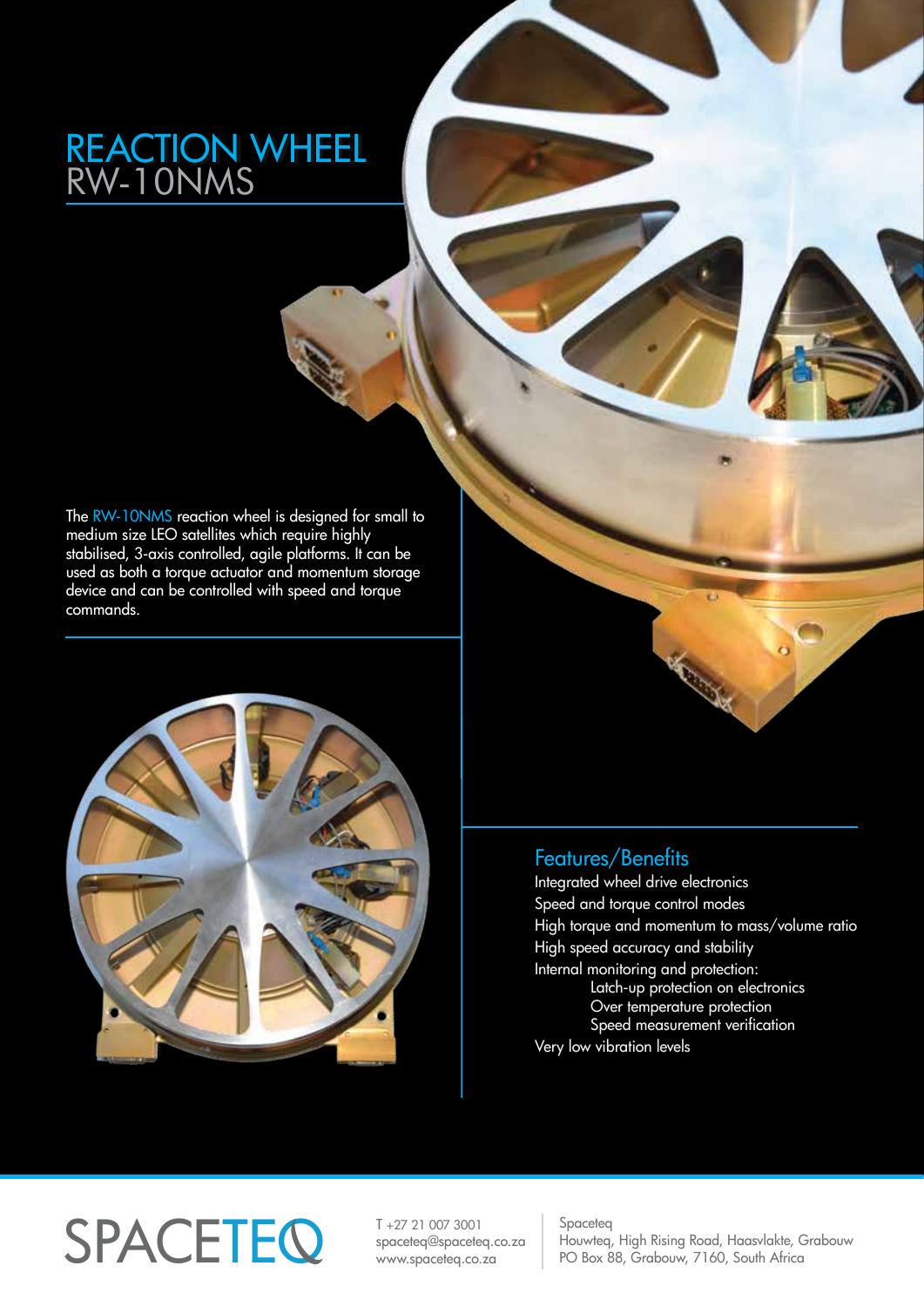# REACTION WHEEL
## RW-10NMS

The RW-10NMS reaction wheel is designed for small to medium size LEO satellites which require highly stabilised, 3-axis controlled, agile platforms. It can be used as both a torque actuator and momentum storage device and can be controlled with speed and torque commands.

## Features/Benefits

- Integrated wheel drive electronics
- Speed and torque control modes
- High torque and momentum to mass/volume ratio
- High speed accuracy and stability
- Internal monitoring and protection:
  - Latch-up protection on electronics
  - Over temperature protection
  - Speed measurement verification
- Very low vibration levels

SPACETEQ

T +27 21 007 3001
spaceteq@spaceteq.co.za
www.spaceteq.co.za

Spaceteq
Houwteq, High Rising Road, Haasvlakte, Grabouw
PO Box 88, Grabouw, 7160, South Africa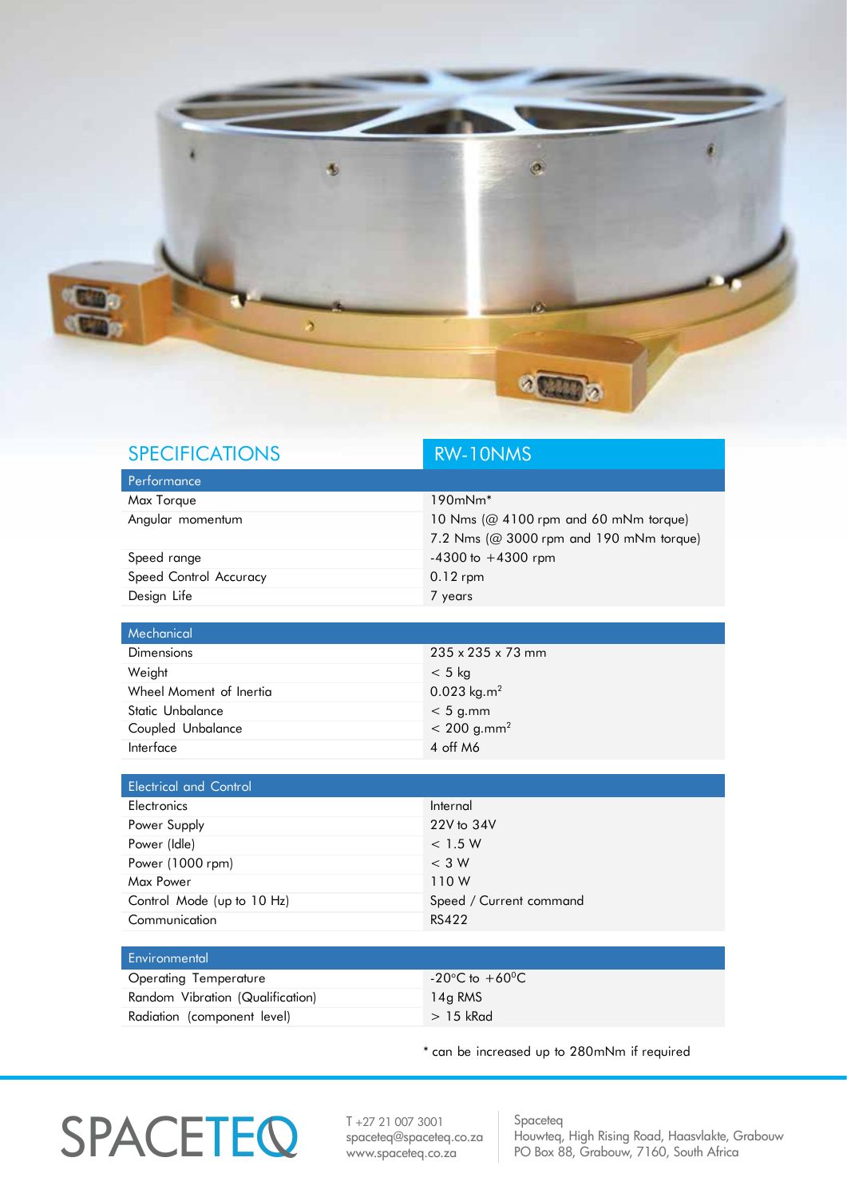## SPECIFICATIONS

| SPECIFICATIONS | RW-10NMS |
|---|---|
| **Performance** | |
| Max Torque | 190mNm* |
| Angular momentum | 10 Nms (@ 4100 rpm and 60 mNm torque)<br>7.2 Nms (@ 3000 rpm and 190 mNm torque) |
| Speed range | -4300 to +4300 rpm |
| Speed Control Accuracy | 0.12 rpm |
| Design Life | 7 years |
| **Mechanical** | |
| Dimensions | 235 x 235 x 73 mm |
| Weight | < 5 kg |
| Wheel Moment of Inertia | 0.023 kg.m$^2$ |
| Static Unbalance | < 5 g.mm |
| Coupled Unbalance | < 200 g.mm$^2$ |
| Interface | 4 off M6 |
| **Electrical and Control** | |
| Electronics | Internal |
| Power Supply | 22V to 34V |
| Power (Idle) | < 1.5 W |
| Power (1000 rpm) | < 3 W |
| Max Power | 110 W |
| Control Mode (up to 10 Hz) | Speed / Current command |
| Communication | RS422 |
| **Environmental** | |
| Operating Temperature | -20°C to +60°C |
| Random Vibration (Qualification) | 14g RMS |
| Radiation (component level) | > 15 kRad |

* can be increased up to 280mNm if required

SPACETEQ

T +27 21 007 3001
spaceteq@spaceteq.co.za
www.spaceteq.co.za

Spaceteq
Houwteq, High Rising Road, Haasvlakte, Grabouw
PO Box 88, Grabouw, 7160, South Africa